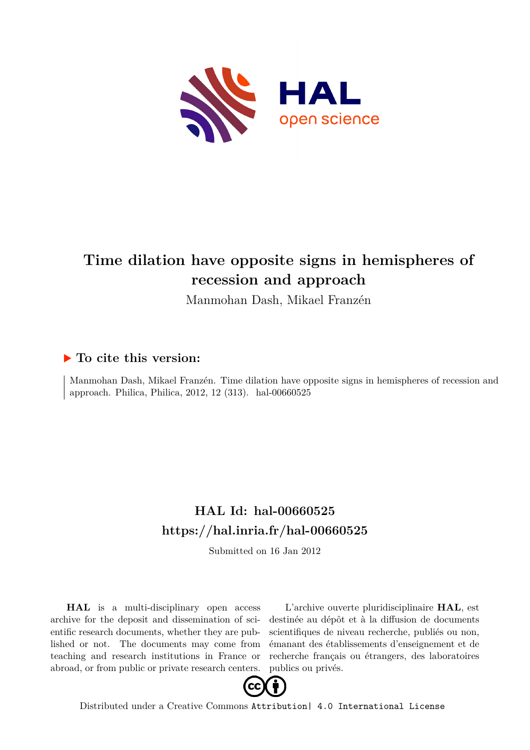# Time dilation have opposite signs in hemispheres of recession and approach

Manmohan Dash, Mikael Franzén

## ▶ To cite this version:

Manmohan Dash, Mikael Franzén. Time dilation have opposite signs in hemispheres of recession and approach. Philica, Philica, 2012, 12 (313). hal-00660525

## HAL Id: hal-00660525
## https://hal.inria.fr/hal-00660525

Submitted on 16 Jan 2012

**HAL** is a multi-disciplinary open access archive for the deposit and dissemination of scientific research documents, whether they are published or not. The documents may come from teaching and research institutions in France or abroad, or from public or private research centers.

L'archive ouverte pluridisciplinaire **HAL**, est destinée au dépôt et à la diffusion de documents scientifiques de niveau recherche, publiés ou non, émanant des établissements d'enseignement et de recherche français ou étrangers, des laboratoires publics ou privés.

Distributed under a Creative Commons Attribution| 4.0 International License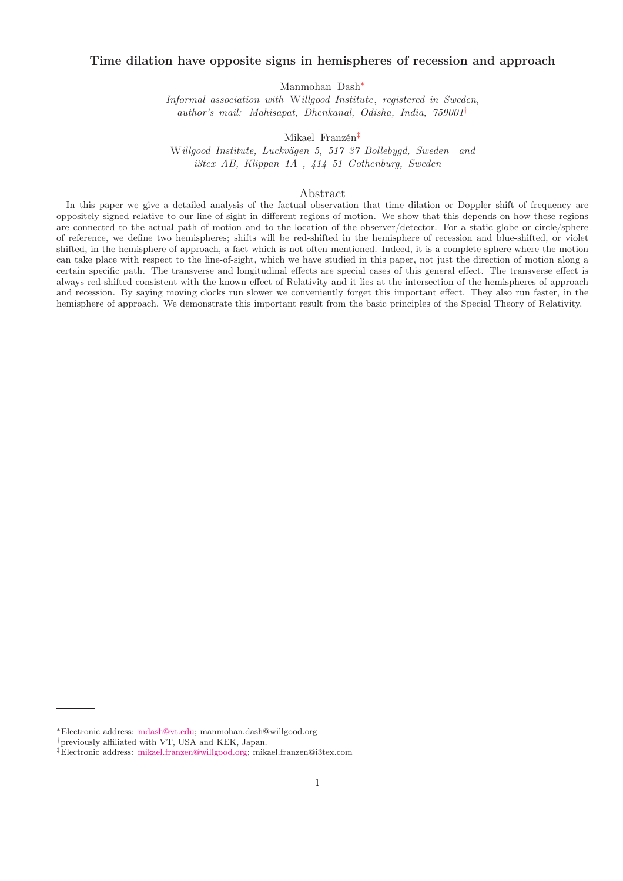# Time dilation have opposite signs in hemispheres of recession and approach

Manmohan Dash[*]

*Informal association with* W*illgood Institute, registered in Sweden, author's mail: Mahisapat, Dhenkanal, Odisha, India, 759001*[†]

Mikael Franzén[‡]

W*illgood Institute, Luckvägen 5, 517 37 Bollebygd, Sweden and i3tex AB, Klippan 1A , 414 51 Gothenburg, Sweden*

## Abstract

In this paper we give a detailed analysis of the factual observation that time dilation or Doppler shift of frequency are oppositely signed relative to our line of sight in different regions of motion. We show that this depends on how these regions are connected to the actual path of motion and to the location of the observer/detector. For a static globe or circle/sphere of reference, we define two hemispheres; shifts will be red-shifted in the hemisphere of recession and blue-shifted, or violet shifted, in the hemisphere of approach, a fact which is not often mentioned. Indeed, it is a complete sphere where the motion can take place with respect to the line-of-sight, which we have studied in this paper, not just the direction of motion along a certain specific path. The transverse and longitudinal effects are special cases of this general effect. The transverse effect is always red-shifted consistent with the known effect of Relativity and it lies at the intersection of the hemispheres of approach and recession. By saying moving clocks run slower we conveniently forget this important effect. They also run faster, in the hemisphere of approach. We demonstrate this important result from the basic principles of the Special Theory of Relativity.

---

[*] Electronic address: mdash@vt.edu; manmohan.dash@willgood.org

[†] previously affiliated with VT, USA and KEK, Japan.

[‡] Electronic address: mikael.franzen@willgood.org; mikael.franzen@i3tex.com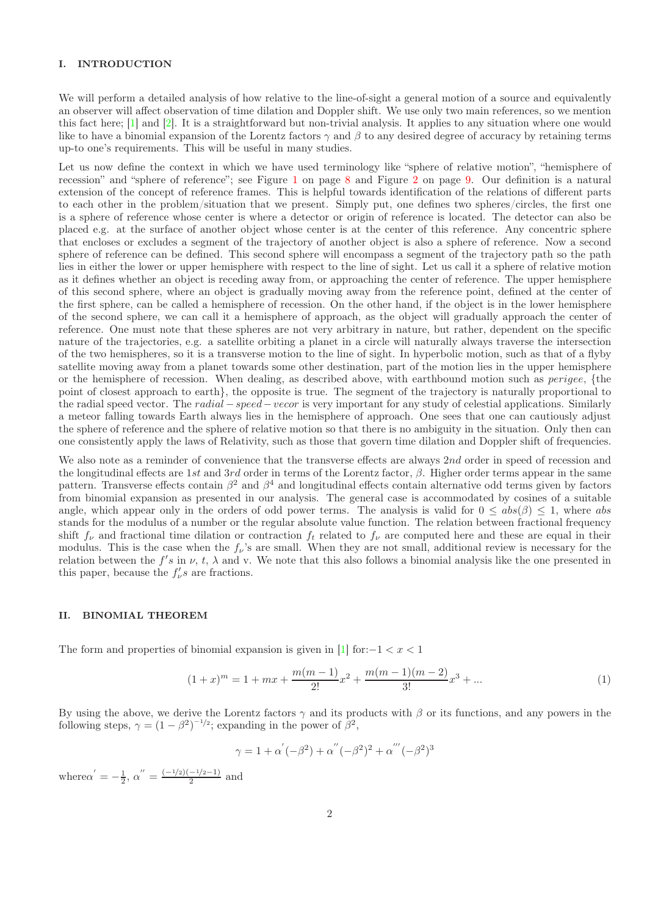## I. INTRODUCTION

We will perform a detailed analysis of how relative to the line-of-sight a general motion of a source and equivalently an observer will affect observation of time dilation and Doppler shift. We use only two main references, so we mention this fact here; [1] and [2]. It is a straightforward but non-trivial analysis. It applies to any situation where one would like to have a binomial expansion of the Lorentz factors $\gamma$ and $\beta$ to any desired degree of accuracy by retaining terms up-to one's requirements. This will be useful in many studies.

Let us now define the context in which we have used terminology like "sphere of relative motion", "hemisphere of recession" and "sphere of reference"; see Figure 1 on page 8 and Figure 2 on page 9. Our definition is a natural extension of the concept of reference frames. This is helpful towards identification of the relations of different parts to each other in the problem/situation that we present. Simply put, one defines two spheres/circles, the first one is a sphere of reference whose center is where a detector or origin of reference is located. The detector can also be placed e.g. at the surface of another object whose center is at the center of this reference. Any concentric sphere that encloses or excludes a segment of the trajectory of another object is also a sphere of reference. Now a second sphere of reference can be defined. This second sphere will encompass a segment of the trajectory path so the path lies in either the lower or upper hemisphere with respect to the line of sight. Let us call it a sphere of relative motion as it defines whether an object is receding away from, or approaching the center of reference. The upper hemisphere of this second sphere, where an object is gradually moving away from the reference point, defined at the center of the first sphere, can be called a hemisphere of recession. On the other hand, if the object is in the lower hemisphere of the second sphere, we can call it a hemisphere of approach, as the object will gradually approach the center of reference. One must note that these spheres are not very arbitrary in nature, but rather, dependent on the specific nature of the trajectories, e.g. a satellite orbiting a planet in a circle will naturally always traverse the intersection of the two hemispheres, so it is a transverse motion to the line of sight. In hyperbolic motion, such as that of a flyby satellite moving away from a planet towards some other destination, part of the motion lies in the upper hemisphere or the hemisphere of recession. When dealing, as described above, with earthbound motion such as *perigee*, {the point of closest approach to earth}, the opposite is true. The segment of the trajectory is naturally proportional to the radial speed vector. The *radial − speed − vecor* is very important for any study of celestial applications. Similarly a meteor falling towards Earth always lies in the hemisphere of approach. One sees that one can cautiously adjust the sphere of reference and the sphere of relative motion so that there is no ambiguity in the situation. Only then can one consistently apply the laws of Relativity, such as those that govern time dilation and Doppler shift of frequencies.

We also note as a reminder of convenience that the transverse effects are always $2nd$ order in speed of recession and the longitudinal effects are $1st$ and $3rd$ order in terms of the Lorentz factor, $\beta$. Higher order terms appear in the same pattern. Transverse effects contain $\beta^2$ and $\beta^4$ and longitudinal effects contain alternative odd terms given by factors from binomial expansion as presented in our analysis. The general case is accommodated by cosines of a suitable angle, which appear only in the orders of odd power terms. The analysis is valid for $0 \leq abs(\beta) \leq 1$, where $abs$ stands for the modulus of a number or the regular absolute value function. The relation between fractional frequency shift $f_\nu$ and fractional time dilation or contraction $f_t$ related to $f_\nu$ are computed here and these are equal in their modulus. This is the case when the $f_\nu$'s are small. When they are not small, additional review is necessary for the relation between the $f's$ in $\nu$, $t$, $\lambda$ and v. We note that this also follows a binomial analysis like the one presented in this paper, because the $f_\nu's$ are fractions.

## II. BINOMIAL THEOREM

The form and properties of binomial expansion is given in [1] for: $-1 < x < 1$

$$(1+x)^m = 1 + mx + \frac{m(m-1)}{2!}x^2 + \frac{m(m-1)(m-2)}{3!}x^3 + ... \tag{1}$$

By using the above, we derive the Lorentz factors $\gamma$ and its products with $\beta$ or its functions, and any powers in the following steps, $\gamma = (1-\beta^2)^{-1/2}$; expanding in the power of $\beta^2$,

$$\gamma = 1 + \alpha'(-\beta^2) + \alpha''(-\beta^2)^2 + \alpha'''(-\beta^2)^3$$

where $\alpha' = -\frac{1}{2}$, $\alpha'' = \frac{(-1/2)(-1/2-1)}{2}$ and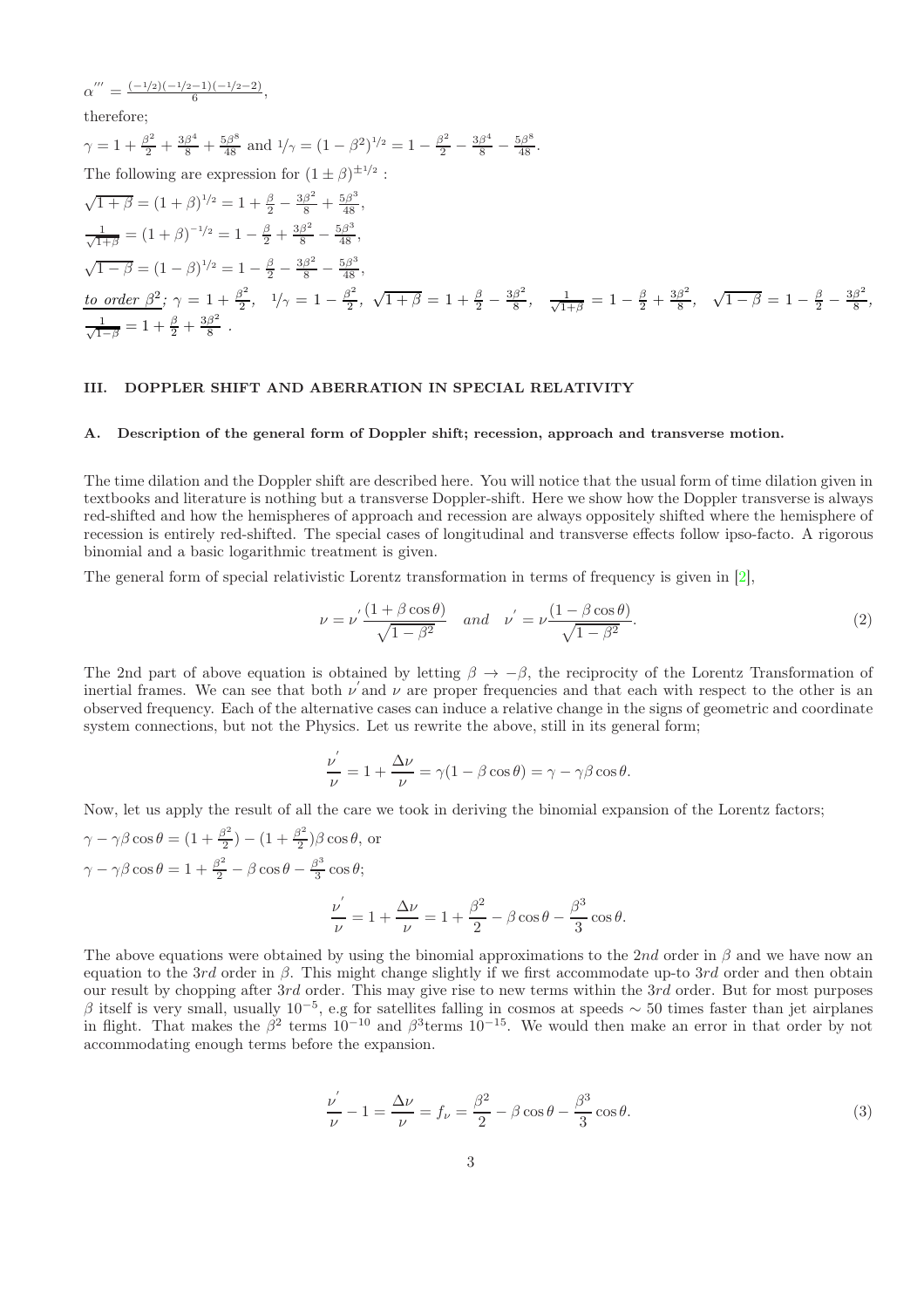$\alpha^{'''} = \frac{(-1/2)(-1/2-1)(-1/2-2)}{6}$,

therefore;

$\gamma = 1 + \frac{\beta^2}{2} + \frac{3\beta^4}{8} + \frac{5\beta^8}{48}$ and $1/\gamma = (1-\beta^2)^{1/2} = 1 - \frac{\beta^2}{2} - \frac{3\beta^4}{8} - \frac{5\beta^8}{48}$.

The following are expression for $(1 \pm \beta)^{\pm 1/2}$ :

$\sqrt{1+\beta} = (1+\beta)^{1/2} = 1 + \frac{\beta}{2} - \frac{3\beta^2}{8} + \frac{5\beta^3}{48}$,

$\frac{1}{\sqrt{1+\beta}} = (1+\beta)^{-1/2} = 1 - \frac{\beta}{2} + \frac{3\beta^2}{8} - \frac{5\beta^3}{48}$,

$\sqrt{1-\beta} = (1-\beta)^{1/2} = 1 - \frac{\beta}{2} - \frac{3\beta^2}{8} - \frac{5\beta^3}{48}$,

*to order $\beta^2$;* $\gamma = 1 + \frac{\beta^2}{2}$, $\quad 1/\gamma = 1 - \frac{\beta^2}{2}$, $\sqrt{1+\beta} = 1 + \frac{\beta}{2} - \frac{3\beta^2}{8}$, $\quad \frac{1}{\sqrt{1+\beta}} = 1 - \frac{\beta}{2} + \frac{3\beta^2}{8}$, $\quad \sqrt{1-\beta} = 1 - \frac{\beta}{2} - \frac{3\beta^2}{8}$, $\frac{1}{\sqrt{1-\beta}} = 1 + \frac{\beta}{2} + \frac{3\beta^2}{8}$ .

## III. DOPPLER SHIFT AND ABERRATION IN SPECIAL RELATIVITY

### A. Description of the general form of Doppler shift; recession, approach and transverse motion.

The time dilation and the Doppler shift are described here. You will notice that the usual form of time dilation given in textbooks and literature is nothing but a transverse Doppler-shift. Here we show how the Doppler transverse is always red-shifted and how the hemispheres of approach and recession are always oppositely shifted where the hemisphere of recession is entirely red-shifted. The special cases of longitudinal and transverse effects follow ipso-facto. A rigorous binomial and a basic logarithmic treatment is given.

The general form of special relativistic Lorentz transformation in terms of frequency is given in [2],

$$\nu = \nu^{'} \frac{(1+\beta\cos\theta)}{\sqrt{1-\beta^2}} \quad and \quad \nu^{'} = \nu \frac{(1-\beta\cos\theta)}{\sqrt{1-\beta^2}}. \tag{2}$$

The 2nd part of above equation is obtained by letting $\beta \rightarrow -\beta$, the reciprocity of the Lorentz Transformation of inertial frames. We can see that both $\nu^{'}$ and $\nu$ are proper frequencies and that each with respect to the other is an observed frequency. Each of the alternative cases can induce a relative change in the signs of geometric and coordinate system connections, but not the Physics. Let us rewrite the above, still in its general form;

$$\frac{\nu^{'}}{\nu} = 1 + \frac{\Delta\nu}{\nu} = \gamma(1-\beta\cos\theta) = \gamma - \gamma\beta\cos\theta.$$

Now, let us apply the result of all the care we took in deriving the binomial expansion of the Lorentz factors;

$\gamma - \gamma\beta\cos\theta = (1 + \frac{\beta^2}{2}) - (1 + \frac{\beta^2}{2})\beta\cos\theta$, or

$\gamma - \gamma\beta\cos\theta = 1 + \frac{\beta^2}{2} - \beta\cos\theta - \frac{\beta^3}{3}\cos\theta$;

$$\frac{\nu^{'}}{\nu} = 1 + \frac{\Delta\nu}{\nu} = 1 + \frac{\beta^2}{2} - \beta\cos\theta - \frac{\beta^3}{3}\cos\theta.$$

The above equations were obtained by using the binomial approximations to the $2nd$ order in $\beta$ and we have now an equation to the $3rd$ order in $\beta$. This might change slightly if we first accommodate up-to $3rd$ order and then obtain our result by chopping after $3rd$ order. This may give rise to new terms within the $3rd$ order. But for most purposes $\beta$ itself is very small, usually $10^{-5}$, e.g for satellites falling in cosmos at speeds $\sim 50$ times faster than jet airplanes in flight. That makes the $\beta^2$ terms $10^{-10}$ and $\beta^3$terms $10^{-15}$. We would then make an error in that order by not accommodating enough terms before the expansion.

$$\frac{\nu^{'}}{\nu} - 1 = \frac{\Delta\nu}{\nu} = f_\nu = \frac{\beta^2}{2} - \beta\cos\theta - \frac{\beta^3}{3}\cos\theta. \tag{3}$$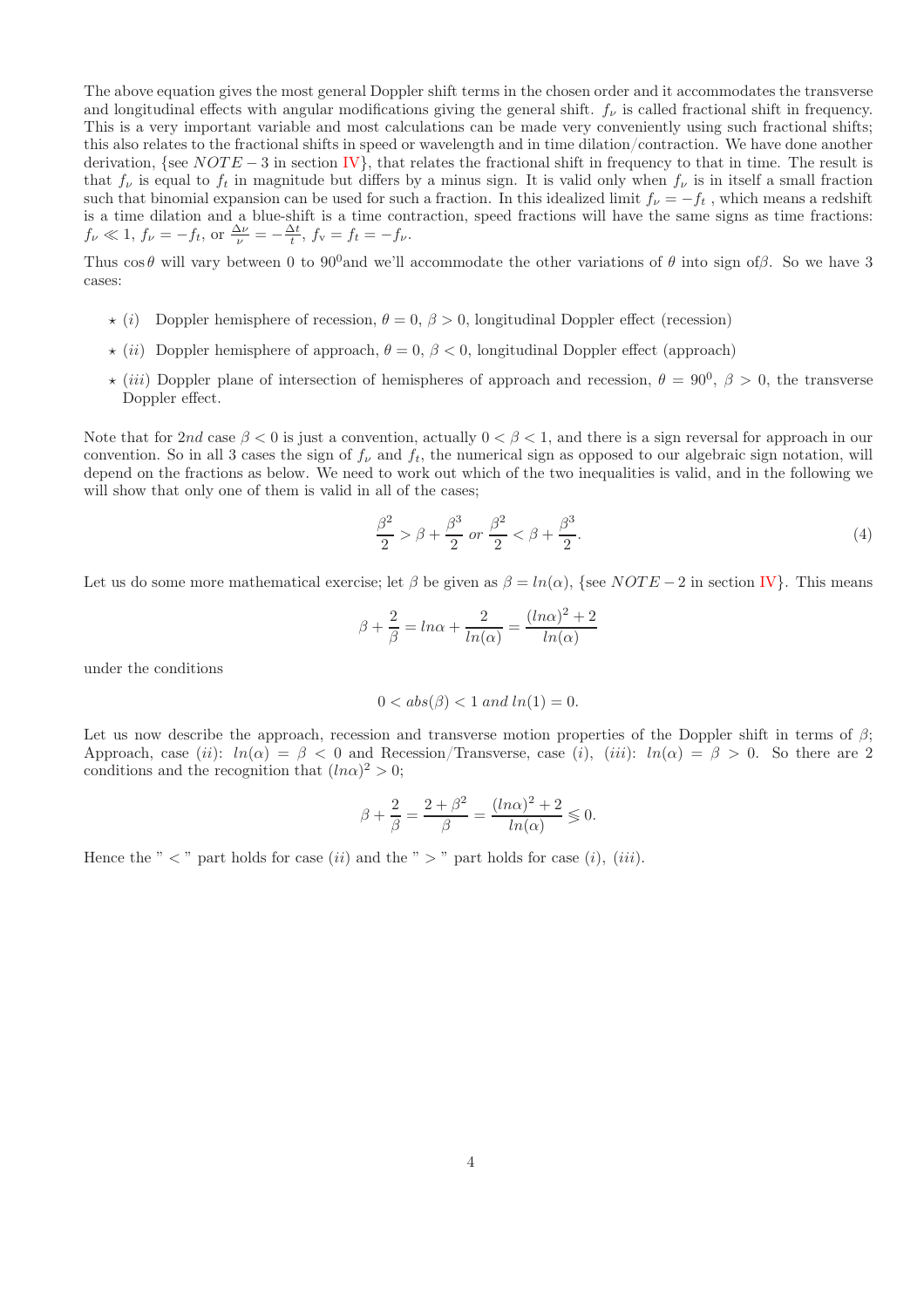The above equation gives the most general Doppler shift terms in the chosen order and it accommodates the transverse and longitudinal effects with angular modifications giving the general shift. $f_\nu$ is called fractional shift in frequency. This is a very important variable and most calculations can be made very conveniently using such fractional shifts; this also relates to the fractional shifts in speed or wavelength and in time dilation/contraction. We have done another derivation, {see $NOTE-3$ in section IV}, that relates the fractional shift in frequency to that in time. The result is that $f_\nu$ is equal to $f_t$ in magnitude but differs by a minus sign. It is valid only when $f_\nu$ is in itself a small fraction such that binomial expansion can be used for such a fraction. In this idealized limit $f_\nu = -f_t$ , which means a redshift is a time dilation and a blue-shift is a time contraction, speed fractions will have the same signs as time fractions: $f_\nu \ll 1$, $f_\nu = -f_t$, or $\frac{\Delta\nu}{\nu} = -\frac{\Delta t}{t}$, $f_{\rm v} = f_t = -f_\nu$.

Thus $\cos\theta$ will vary between 0 to $90^0$and we'll accommodate the other variations of $\theta$ into sign of$\beta$. So we have 3 cases:

- ⋆ $(i)$ Doppler hemisphere of recession, $\theta = 0$, $\beta > 0$, longitudinal Doppler effect (recession)
- ⋆ $(ii)$ Doppler hemisphere of approach, $\theta = 0$, $\beta < 0$, longitudinal Doppler effect (approach)
- ⋆ $(iii)$ Doppler plane of intersection of hemispheres of approach and recession, $\theta = 90^0$, $\beta > 0$, the transverse Doppler effect.

Note that for $2nd$ case $\beta < 0$ is just a convention, actually $0 < \beta < 1$, and there is a sign reversal for approach in our convention. So in all 3 cases the sign of $f_\nu$ and $f_t$, the numerical sign as opposed to our algebraic sign notation, will depend on the fractions as below. We need to work out which of the two inequalities is valid, and in the following we will show that only one of them is valid in all of the cases;

$$\frac{\beta^2}{2} > \beta + \frac{\beta^3}{2} \; or \; \frac{\beta^2}{2} < \beta + \frac{\beta^3}{2}. \tag{4}$$

Let us do some more mathematical exercise; let $\beta$ be given as $\beta = ln(\alpha)$, {see $NOTE-2$ in section IV}. This means

$$\beta + \frac{2}{\beta} = ln\alpha + \frac{2}{ln(\alpha)} = \frac{(ln\alpha)^2 + 2}{ln(\alpha)}$$

under the conditions

$$0 < abs(\beta) < 1 \; and \; ln(1) = 0.$$

Let us now describe the approach, recession and transverse motion properties of the Doppler shift in terms of $\beta$; Approach, case $(ii)$: $ln(\alpha) = \beta < 0$ and Recession/Transverse, case $(i)$, $(iii)$: $ln(\alpha) = \beta > 0$. So there are 2 conditions and the recognition that $(ln\alpha)^2 > 0$;

$$\beta + \frac{2}{\beta} = \frac{2+\beta^2}{\beta} = \frac{(ln\alpha)^2 + 2}{ln(\alpha)} \lessgtr 0.$$

Hence the " < " part holds for case $(ii)$ and the " > " part holds for case $(i)$, $(iii)$.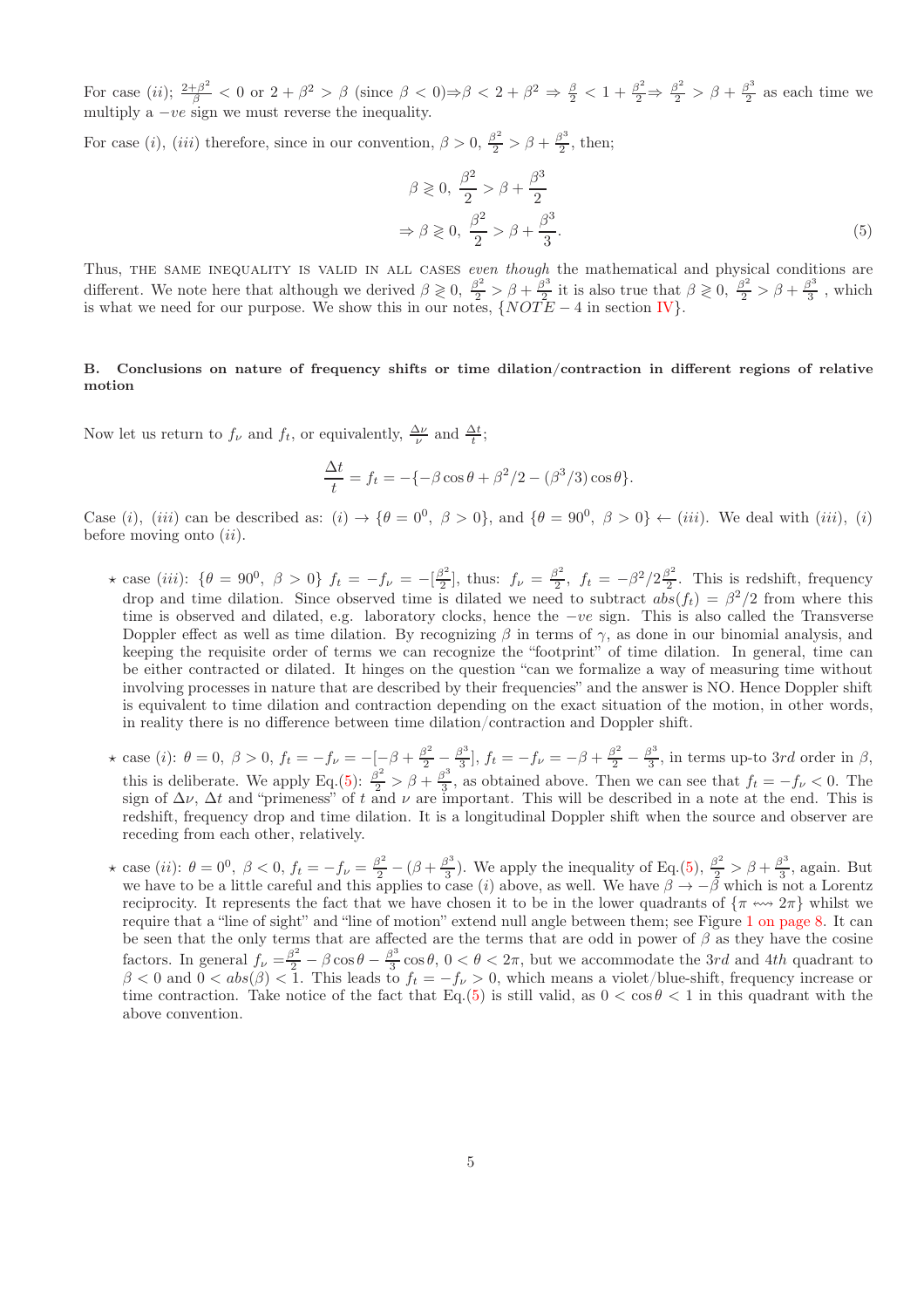For case $(ii)$; $\frac{2+\beta^2}{\beta} < 0$ or $2 + \beta^2 > \beta$ (since $\beta < 0$)$\Rightarrow \beta < 2 + \beta^2 \Rightarrow \frac{\beta}{2} < 1 + \frac{\beta^2}{2} \Rightarrow \frac{\beta^2}{2} > \beta + \frac{\beta^3}{2}$ as each time we multiply a $-ve$ sign we must reverse the inequality.

For case $(i)$, $(iii)$ therefore, since in our convention, $\beta > 0$, $\frac{\beta^2}{2} > \beta + \frac{\beta^3}{2}$, then;

$$
\begin{aligned}
&\beta \gtrless 0,\ \frac{\beta^2}{2} > \beta + \frac{\beta^3}{2} \\
\Rightarrow\ &\beta \gtrless 0,\ \frac{\beta^2}{2} > \beta + \frac{\beta^3}{3}.
\end{aligned} \tag{5}
$$

Thus, THE SAME INEQUALITY IS VALID IN ALL CASES *even though* the mathematical and physical conditions are different. We note here that although we derived $\beta \gtrless 0$, $\frac{\beta^2}{2} > \beta + \frac{\beta^3}{2}$ it is also true that $\beta \gtrless 0$, $\frac{\beta^2}{2} > \beta + \frac{\beta^3}{3}$ , which is what we need for our purpose. We show this in our notes, $\{NOTE - 4$ in section IV$\}$.

### B. Conclusions on nature of frequency shifts or time dilation/contraction in different regions of relative motion

Now let us return to $f_\nu$ and $f_t$, or equivalently, $\frac{\Delta\nu}{\nu}$ and $\frac{\Delta t}{t}$;

$$
\frac{\Delta t}{t} = f_t = -\{-\beta\cos\theta + \beta^2/2 - (\beta^3/3)\cos\theta\}.
$$

Case $(i)$, $(iii)$ can be described as: $(i) \rightarrow \{\theta = 0^0,\ \beta > 0\}$, and $\{\theta = 90^0,\ \beta > 0\} \leftarrow (iii)$. We deal with $(iii)$, $(i)$ before moving onto $(ii)$.

- ⋆ case $(iii)$: $\{\theta = 90^0,\ \beta > 0\}$ $f_t = -f_\nu = -[\frac{\beta^2}{2}]$, thus: $f_\nu = \frac{\beta^2}{2}$, $f_t = -\beta^2/2\frac{\beta^2}{2}$. This is redshift, frequency drop and time dilation. Since observed time is dilated we need to subtract $abs(f_t) = \beta^2/2$ from where this time is observed and dilated, e.g. laboratory clocks, hence the $-ve$ sign. This is also called the Transverse Doppler effect as well as time dilation. By recognizing $\beta$ in terms of $\gamma$, as done in our binomial analysis, and keeping the requisite order of terms we can recognize the "footprint" of time dilation. In general, time can be either contracted or dilated. It hinges on the question "can we formalize a way of measuring time without involving processes in nature that are described by their frequencies" and the answer is NO. Hence Doppler shift is equivalent to time dilation and contraction depending on the exact situation of the motion, in other words, in reality there is no difference between time dilation/contraction and Doppler shift.

- ⋆ case $(i)$: $\theta = 0$, $\beta > 0$, $f_t = -f_\nu = -[-\beta + \frac{\beta^2}{2} - \frac{\beta^3}{3}]$, $f_t = -f_\nu = -\beta + \frac{\beta^2}{2} - \frac{\beta^3}{3}$, in terms up-to $3rd$ order in $\beta$, this is deliberate. We apply Eq.(5): $\frac{\beta^2}{2} > \beta + \frac{\beta^3}{3}$, as obtained above. Then we can see that $f_t = -f_\nu < 0$. The sign of $\Delta\nu$, $\Delta t$ and "primeness" of $t$ and $\nu$ are important. This will be described in a note at the end. This is redshift, frequency drop and time dilation. It is a longitudinal Doppler shift when the source and observer are receding from each other, relatively.

- ⋆ case $(ii)$: $\theta = 0^0$, $\beta < 0$, $f_t = -f_\nu = \frac{\beta^2}{2} - (\beta + \frac{\beta^3}{3})$. We apply the inequality of Eq.(5), $\frac{\beta^2}{2} > \beta + \frac{\beta^3}{3}$, again. But we have to be a little careful and this applies to case $(i)$ above, as well. We have $\beta \rightarrow -\beta$ which is not a Lorentz reciprocity. It represents the fact that we have chosen it to be in the lower quadrants of $\{\pi \rightsquigarrow 2\pi\}$ whilst we require that a "line of sight" and "line of motion" extend null angle between them; see Figure 1 on page 8. It can be seen that the only terms that are affected are the terms that are odd in power of $\beta$ as they have the cosine factors. In general $f_\nu = \frac{\beta^2}{2} - \beta\cos\theta - \frac{\beta^3}{3}\cos\theta$, $0 < \theta < 2\pi$, but we accommodate the $3rd$ and $4th$ quadrant to $\beta < 0$ and $0 < abs(\beta) < 1$. This leads to $f_t = -f_\nu > 0$, which means a violet/blue-shift, frequency increase or time contraction. Take notice of the fact that Eq.(5) is still valid, as $0 < \cos\theta < 1$ in this quadrant with the above convention.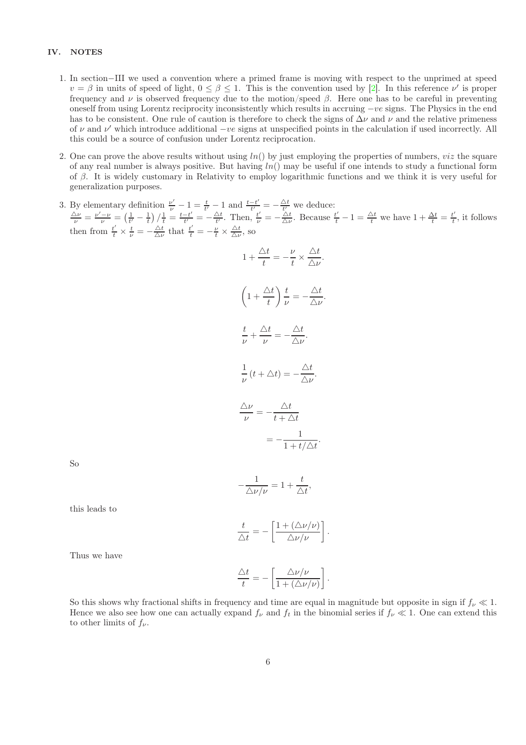## IV. NOTES

1. In section−III we used a convention where a primed frame is moving with respect to the unprimed at speed $v = \beta$ in units of speed of light, $0 \leq \beta \leq 1$. This is the convention used by [2]. In this reference $\nu'$ is proper frequency and $\nu$ is observed frequency due to the motion/speed $\beta$. Here one has to be careful in preventing oneself from using Lorentz reciprocity inconsistently which results in accruing $-ve$ signs. The Physics in the end has to be consistent. One rule of caution is therefore to check the signs of $\Delta\nu$ and $\nu$ and the relative primeness of $\nu$ and $\nu'$ which introduce additional $-ve$ signs at unspecified points in the calculation if used incorrectly. All this could be a source of confusion under Lorentz reciprocation.

2. One can prove the above results without using $ln()$ by just employing the properties of numbers, *viz* the square of any real number is always positive. But having $ln()$ may be useful if one intends to study a functional form of $\beta$. It is widely customary in Relativity to employ logarithmic functions and we think it is very useful for generalization purposes.

3. By elementary definition $\frac{\nu'}{\nu} - 1 = \frac{t}{t'} - 1$ and $\frac{t-t'}{t'} = -\frac{\triangle t}{t'}$ we deduce:
$\frac{\triangle\nu}{\nu} = \frac{\nu'-\nu}{\nu} = \left(\frac{1}{t'} - \frac{1}{t}\right)/\frac{1}{t} = \frac{t-t'}{t'} = -\frac{\triangle t}{t'}$. Then, $\frac{t'}{\nu} = -\frac{\triangle t}{\triangle\nu}$. Because $\frac{t'}{t} - 1 = \frac{\triangle t}{t}$ we have $1 + \frac{\Delta t}{t} = \frac{t'}{t}$, it follows then from $\frac{t'}{t} \times \frac{t}{\nu} = -\frac{\triangle t}{\triangle\nu}$ that $\frac{t'}{t} = -\frac{\nu}{t} \times \frac{\triangle t}{\triangle\nu}$, so

$$1 + \frac{\triangle t}{t} = -\frac{\nu}{t} \times \frac{\triangle t}{\triangle\nu}.$$

$$\left(1 + \frac{\triangle t}{t}\right)\frac{t}{\nu} = -\frac{\triangle t}{\triangle\nu}.$$

$$\frac{t}{\nu} + \frac{\triangle t}{\nu} = -\frac{\triangle t}{\triangle\nu}.$$

$$\frac{1}{\nu}\left(t + \triangle t\right) = -\frac{\triangle t}{\triangle\nu}.$$

$$\begin{aligned}\frac{\triangle\nu}{\nu} &= -\frac{\triangle t}{t + \triangle t} \\ &= -\frac{1}{1 + t/\triangle t}.\end{aligned}$$

So

$$-\frac{1}{\triangle\nu/\nu} = 1 + \frac{t}{\triangle t},$$

this leads to

$$\frac{t}{\triangle t} = -\left[\frac{1 + (\triangle\nu/\nu)}{\triangle\nu/\nu}\right].$$

Thus we have

$$\frac{\triangle t}{t} = -\left[\frac{\triangle\nu/\nu}{1 + (\triangle\nu/\nu)}\right].$$

So this shows why fractional shifts in frequency and time are equal in magnitude but opposite in sign if $f_\nu \ll 1$. Hence we also see how one can actually expand $f_\nu$ and $f_t$ in the binomial series if $f_\nu \ll 1$. One can extend this to other limits of $f_\nu$.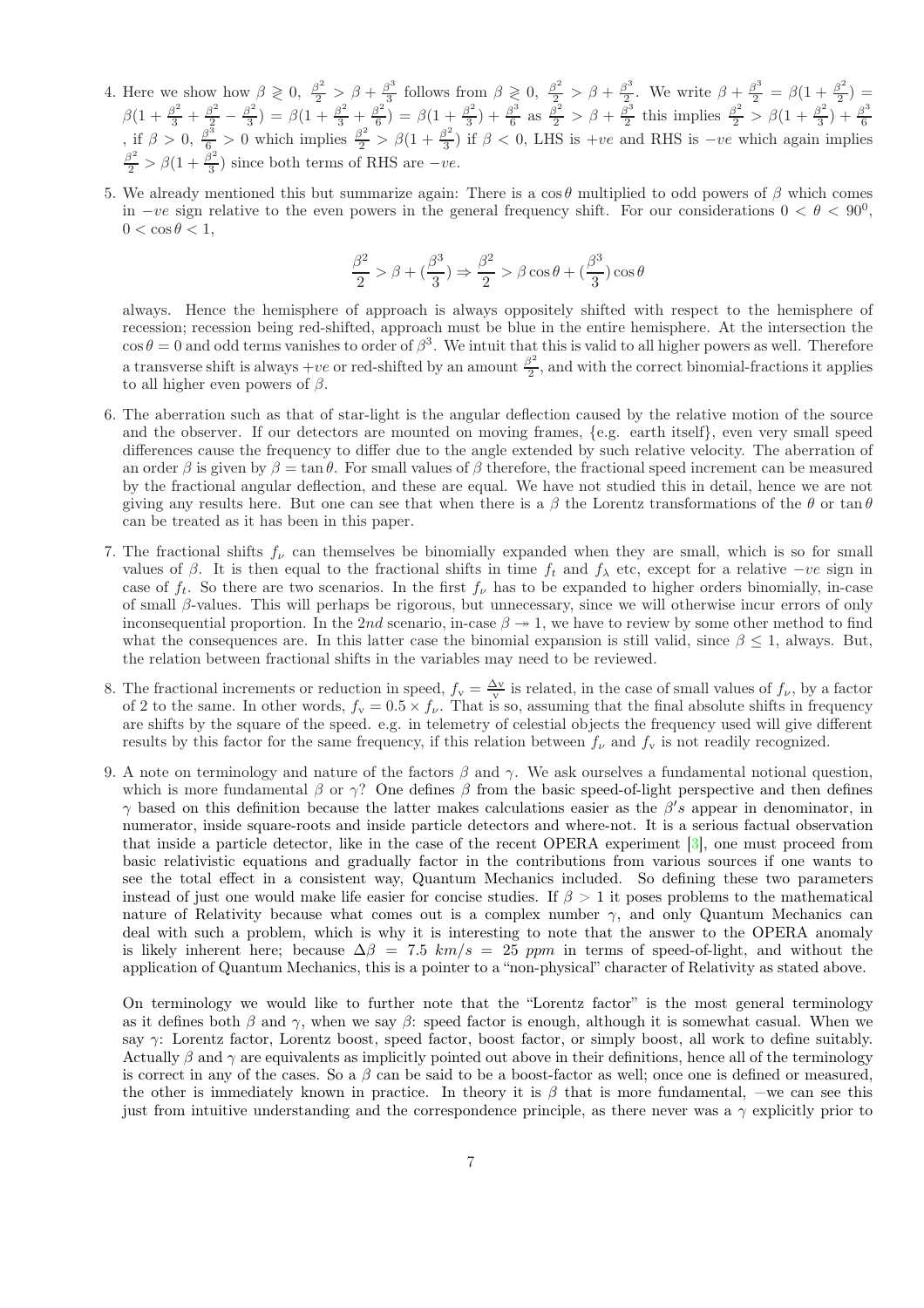4. Here we show how $\beta \gtrless 0$, $\frac{\beta^2}{2} > \beta + \frac{\beta^3}{3}$ follows from $\beta \gtrless 0$, $\frac{\beta^2}{2} > \beta + \frac{\beta^3}{2}$. We write $\beta + \frac{\beta^3}{2} = \beta(1 + \frac{\beta^2}{2}) = \beta(1 + \frac{\beta^2}{3} + \frac{\beta^2}{2} - \frac{\beta^2}{3}) = \beta(1 + \frac{\beta^2}{3} + \frac{\beta^2}{6}) = \beta(1 + \frac{\beta^2}{3}) + \frac{\beta^3}{6}$ as $\frac{\beta^2}{2} > \beta + \frac{\beta^3}{2}$ this implies $\frac{\beta^2}{2} > \beta(1 + \frac{\beta^2}{3}) + \frac{\beta^3}{6}$ , if $\beta > 0$, $\frac{\beta^3}{6} > 0$ which implies $\frac{\beta^2}{2} > \beta(1 + \frac{\beta^2}{3})$ if $\beta < 0$, LHS is $+ve$ and RHS is $-ve$ which again implies $\frac{\beta^2}{2} > \beta(1 + \frac{\beta^2}{3})$ since both terms of RHS are $-ve$.

5. We already mentioned this but summarize again: There is a $\cos\theta$ multiplied to odd powers of $\beta$ which comes in $-ve$ sign relative to the even powers in the general frequency shift. For our considerations $0 < \theta < 90^0$, $0 < \cos\theta < 1$,

$$\frac{\beta^2}{2} > \beta + (\frac{\beta^3}{3}) \Rightarrow \frac{\beta^2}{2} > \beta\cos\theta + (\frac{\beta^3}{3})\cos\theta$$

always. Hence the hemisphere of approach is always oppositely shifted with respect to the hemisphere of recession; recession being red-shifted, approach must be blue in the entire hemisphere. At the intersection the $\cos\theta = 0$ and odd terms vanishes to order of $\beta^3$. We intuit that this is valid to all higher powers as well. Therefore a transverse shift is always $+ve$ or red-shifted by an amount $\frac{\beta^2}{2}$, and with the correct binomial-fractions it applies to all higher even powers of $\beta$.

6. The aberration such as that of star-light is the angular deflection caused by the relative motion of the source and the observer. If our detectors are mounted on moving frames, {e.g. earth itself}, even very small speed differences cause the frequency to differ due to the angle extended by such relative velocity. The aberration of an order $\beta$ is given by $\beta = \tan\theta$. For small values of $\beta$ therefore, the fractional speed increment can be measured by the fractional angular deflection, and these are equal. We have not studied this in detail, hence we are not giving any results here. But one can see that when there is a $\beta$ the Lorentz transformations of the $\theta$ or $\tan\theta$ can be treated as it has been in this paper.

7. The fractional shifts $f_\nu$ can themselves be binomially expanded when they are small, which is so for small values of $\beta$. It is then equal to the fractional shifts in time $f_t$ and $f_\lambda$ etc, except for a relative $-ve$ sign in case of $f_t$. So there are two scenarios. In the first $f_\nu$ has to be expanded to higher orders binomially, in-case of small $\beta$-values. This will perhaps be rigorous, but unnecessary, since we will otherwise incur errors of only inconsequential proportion. In the $2nd$ scenario, in-case $\beta \twoheadrightarrow 1$, we have to review by some other method to find what the consequences are. In this latter case the binomial expansion is still valid, since $\beta \leq 1$, always. But, the relation between fractional shifts in the variables may need to be reviewed.

8. The fractional increments or reduction in speed, $f_{\rm v} = \frac{\Delta {\rm v}}{\rm v}$ is related, in the case of small values of $f_\nu$, by a factor of 2 to the same. In other words, $f_{\rm v} = 0.5 \times f_\nu$. That is so, assuming that the final absolute shifts in frequency are shifts by the square of the speed. e.g. in telemetry of celestial objects the frequency used will give different results by this factor for the same frequency, if this relation between $f_\nu$ and $f_{\rm v}$ is not readily recognized.

9. A note on terminology and nature of the factors $\beta$ and $\gamma$. We ask ourselves a fundamental notional question, which is more fundamental $\beta$ or $\gamma$? One defines $\beta$ from the basic speed-of-light perspective and then defines $\gamma$ based on this definition because the latter makes calculations easier as the $\beta's$ appear in denominator, in numerator, inside square-roots and inside particle detectors and where-not. It is a serious factual observation that inside a particle detector, like in the case of the recent OPERA experiment [3], one must proceed from basic relativistic equations and gradually factor in the contributions from various sources if one wants to see the total effect in a consistent way, Quantum Mechanics included. So defining these two parameters instead of just one would make life easier for concise studies. If $\beta > 1$ it poses problems to the mathematical nature of Relativity because what comes out is a complex number $\gamma$, and only Quantum Mechanics can deal with such a problem, which is why it is interesting to note that the answer to the OPERA anomaly is likely inherent here; because $\Delta\beta = 7.5\ km/s = 25\ ppm$ in terms of speed-of-light, and without the application of Quantum Mechanics, this is a pointer to a "non-physical" character of Relativity as stated above.

   On terminology we would like to further note that the "Lorentz factor" is the most general terminology as it defines both $\beta$ and $\gamma$, when we say $\beta$: speed factor is enough, although it is somewhat casual. When we say $\gamma$: Lorentz factor, Lorentz boost, speed factor, boost factor, or simply boost, all work to define suitably. Actually $\beta$ and $\gamma$ are equivalents as implicitly pointed out above in their definitions, hence all of the terminology is correct in any of the cases. So a $\beta$ can be said to be a boost-factor as well; once one is defined or measured, the other is immediately known in practice. In theory it is $\beta$ that is more fundamental, –we can see this just from intuitive understanding and the correspondence principle, as there never was a $\gamma$ explicitly prior to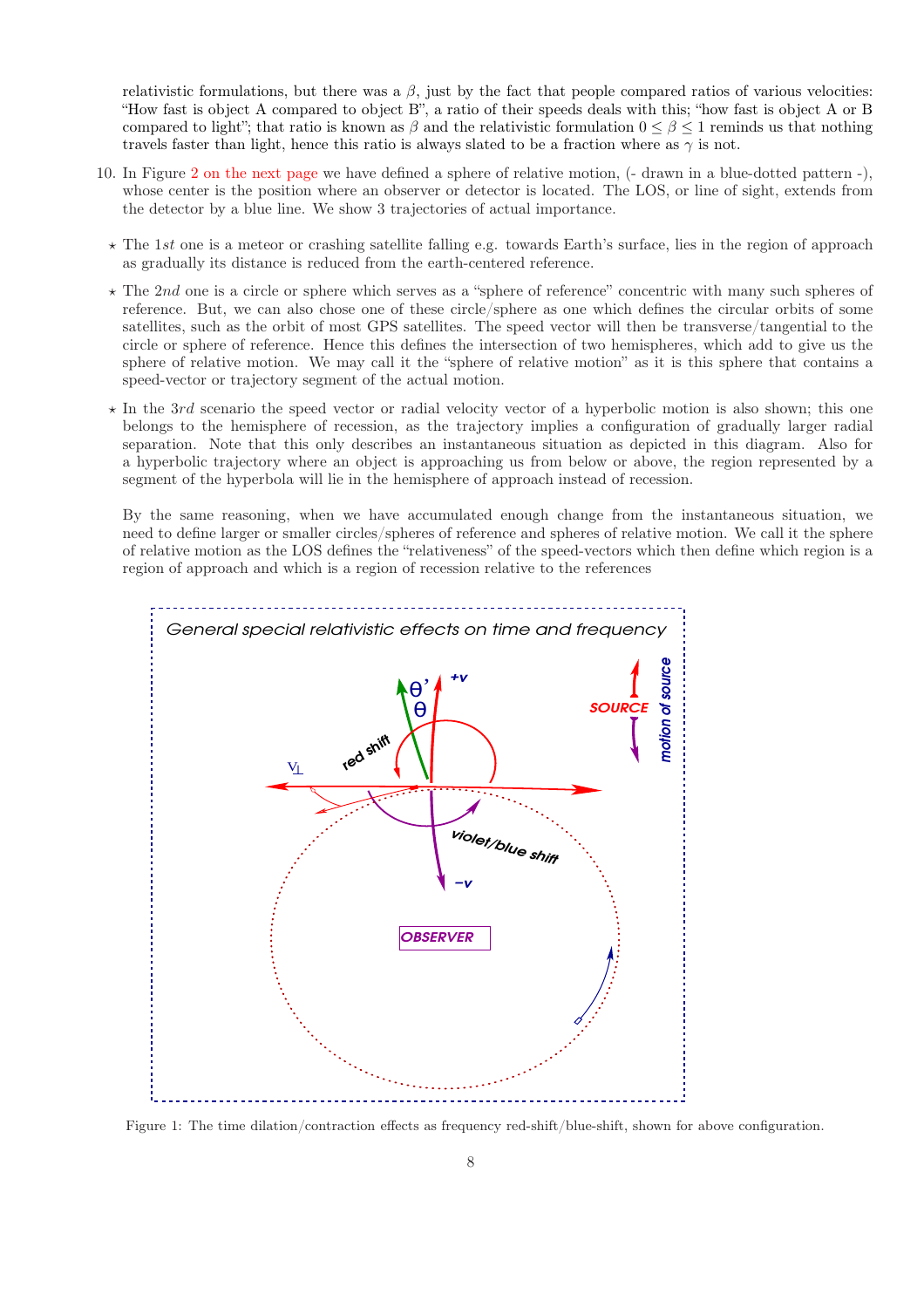relativistic formulations, but there was a $\beta$, just by the fact that people compared ratios of various velocities: "How fast is object A compared to object B", a ratio of their speeds deals with this; "how fast is object A or B compared to light"; that ratio is known as $\beta$ and the relativistic formulation $0 \leq \beta \leq 1$ reminds us that nothing travels faster than light, hence this ratio is always slated to be a fraction where as $\gamma$ is not.

10. In Figure 2 on the next page we have defined a sphere of relative motion, (- drawn in a blue-dotted pattern -), whose center is the position where an observer or detector is located. The LOS, or line of sight, extends from the detector by a blue line. We show 3 trajectories of actual importance.

- ⋆ The 1*st* one is a meteor or crashing satellite falling e.g. towards Earth's surface, lies in the region of approach as gradually its distance is reduced from the earth-centered reference.
- ⋆ The 2*nd* one is a circle or sphere which serves as a "sphere of reference" concentric with many such spheres of reference. But, we can also chose one of these circle/sphere as one which defines the circular orbits of some satellites, such as the orbit of most GPS satellites. The speed vector will then be transverse/tangential to the circle or sphere of reference. Hence this defines the intersection of two hemispheres, which add to give us the sphere of relative motion. We may call it the "sphere of relative motion" as it is this sphere that contains a speed-vector or trajectory segment of the actual motion.
- ⋆ In the 3*rd* scenario the speed vector or radial velocity vector of a hyperbolic motion is also shown; this one belongs to the hemisphere of recession, as the trajectory implies a configuration of gradually larger radial separation. Note that this only describes an instantaneous situation as depicted in this diagram. Also for a hyperbolic trajectory where an object is approaching us from below or above, the region represented by a segment of the hyperbola will lie in the hemisphere of approach instead of recession.

By the same reasoning, when we have accumulated enough change from the instantaneous situation, we need to define larger or smaller circles/spheres of reference and spheres of relative motion. We call it the sphere of relative motion as the LOS defines the "relativeness" of the speed-vectors which then define which region is a region of approach and which is a region of recession relative to the references

Figure 1: The time dilation/contraction effects as frequency red-shift/blue-shift, shown for above configuration.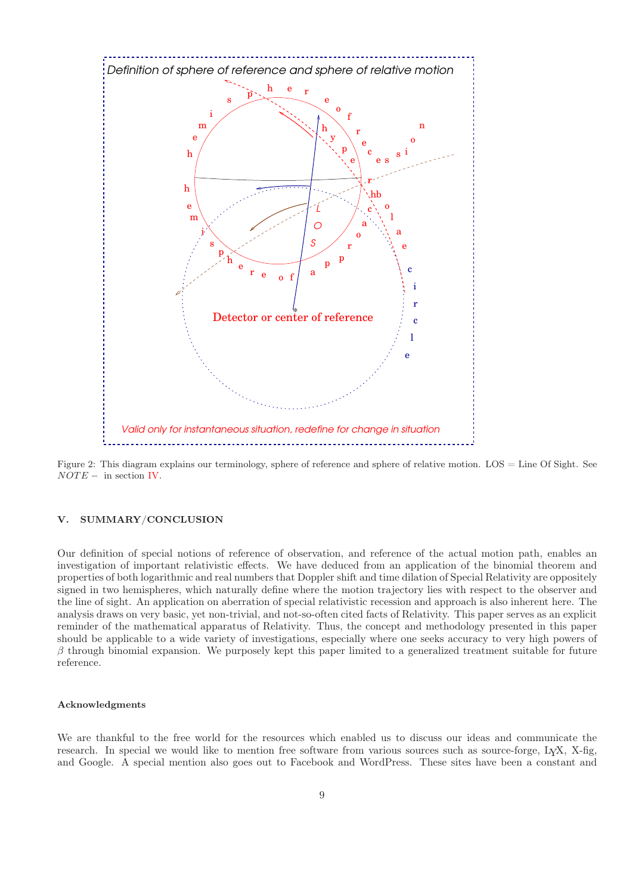Definition of sphere of reference and sphere of relative motion

Valid only for instantaneous situation, redefine for change in situation

Figure 2: This diagram explains our terminology, sphere of reference and sphere of relative motion. LOS = Line Of Sight. See *NOTE* − in section IV.

## V. SUMMARY/CONCLUSION

Our definition of special notions of reference of observation, and reference of the actual motion path, enables an investigation of important relativistic effects. We have deduced from an application of the binomial theorem and properties of both logarithmic and real numbers that Doppler shift and time dilation of Special Relativity are oppositely signed in two hemispheres, which naturally define where the motion trajectory lies with respect to the observer and the line of sight. An application on aberration of special relativistic recession and approach is also inherent here. The analysis draws on very basic, yet non-trivial, and not-so-often cited facts of Relativity. This paper serves as an explicit reminder of the mathematical apparatus of Relativity. Thus, the concept and methodology presented in this paper should be applicable to a wide variety of investigations, especially where one seeks accuracy to very high powers of $\beta$ through binomial expansion. We purposely kept this paper limited to a generalized treatment suitable for future reference.

### Acknowledgments

We are thankful to the free world for the resources which enabled us to discuss our ideas and communicate the research. In special we would like to mention free software from various sources such as source-forge, LyX, X-fig, and Google. A special mention also goes out to Facebook and WordPress. These sites have been a constant and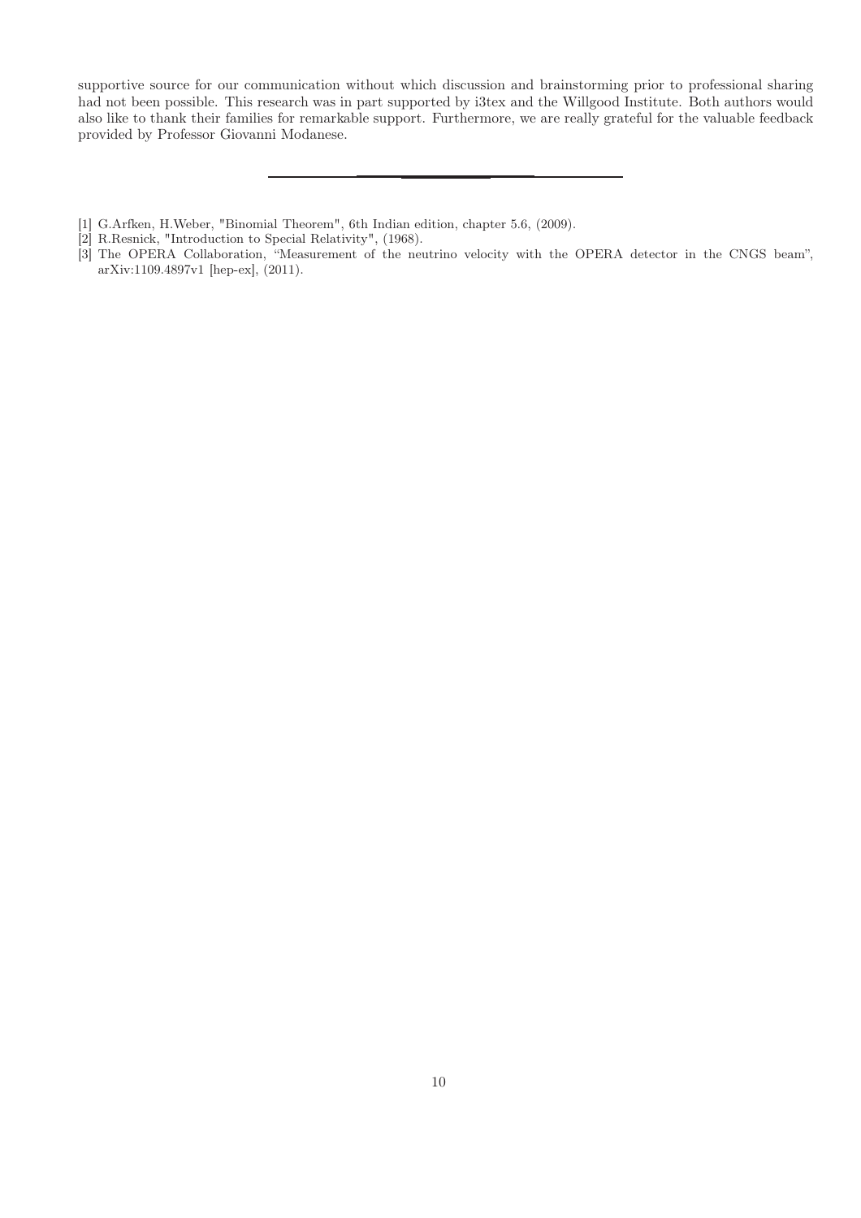supportive source for our communication without which discussion and brainstorming prior to professional sharing had not been possible. This research was in part supported by i3tex and the Willgood Institute. Both authors would also like to thank their families for remarkable support. Furthermore, we are really grateful for the valuable feedback provided by Professor Giovanni Modanese.

---

[1] G.Arfken, H.Weber, "Binomial Theorem", 6th Indian edition, chapter 5.6, (2009).

[2] R.Resnick, "Introduction to Special Relativity", (1968).

[3] The OPERA Collaboration, "Measurement of the neutrino velocity with the OPERA detector in the CNGS beam", arXiv:1109.4897v1 [hep-ex], (2011).